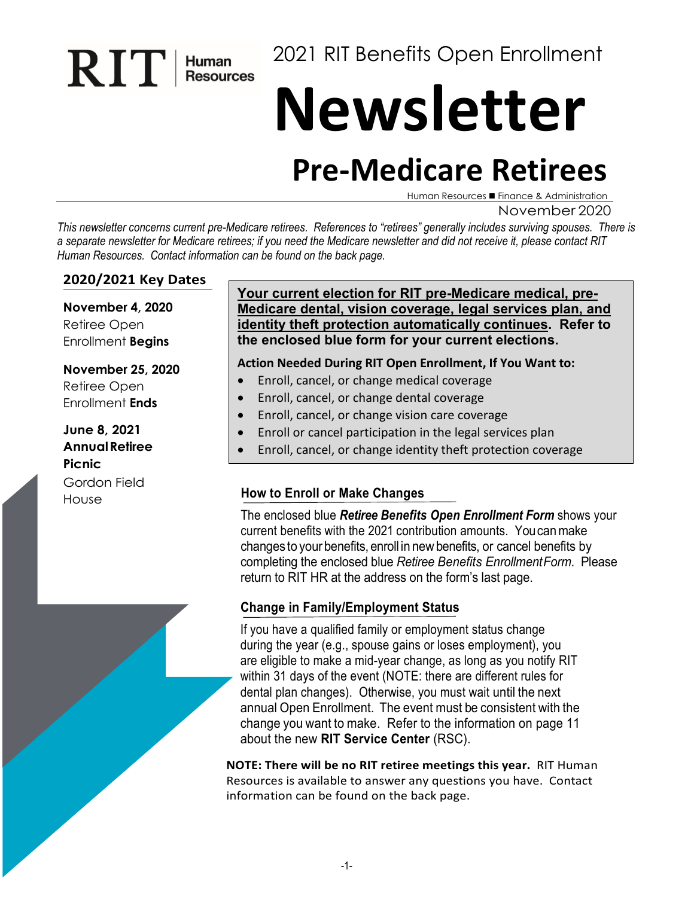RIT | Human Resources

2021 RIT Benefits Open Enrollment

# Newsletter

## Pre-Medicare Retirees

Human Resources ■ Finance & Administration

November 2020

*This newsletter concerns current pre-Medicare retirees. References to "retirees" generally includes surviving spouses. There is a separate newsletter for Medicare retirees; if you need the Medicare newsletter and did not receive it, please contact RIT Human Resources. Contact information can be found on the back page.*

### 2020/2021 Key Dates

**November 4, 2020**
Retiree Open Enrollment **Begins**

**November 25, 2020**
Retiree Open Enrollment **Ends**

**June 8, 2021**
**Annual Retiree Picnic**
Gordon Field House

**Your current election for RIT pre-Medicare medical, pre-Medicare dental, vision coverage, legal services plan, and identity theft protection automatically continues. Refer to the enclosed blue form for your current elections.**

**Action Needed During RIT Open Enrollment, If You Want to:**

- Enroll, cancel, or change medical coverage
- Enroll, cancel, or change dental coverage
- Enroll, cancel, or change vision care coverage
- Enroll or cancel participation in the legal services plan
- Enroll, cancel, or change identity theft protection coverage

### How to Enroll or Make Changes

The enclosed blue ***Retiree Benefits Open Enrollment Form*** shows your current benefits with the 2021 contribution amounts. You can make changes to your benefits, enroll in new benefits, or cancel benefits by completing the enclosed blue *Retiree Benefits Enrollment Form*. Please return to RIT HR at the address on the form's last page.

### Change in Family/Employment Status

If you have a qualified family or employment status change during the year (e.g., spouse gains or loses employment), you are eligible to make a mid-year change, as long as you notify RIT within 31 days of the event (NOTE: there are different rules for dental plan changes). Otherwise, you must wait until the next annual Open Enrollment. The event must be consistent with the change you want to make. Refer to the information on page 11 about the new **RIT Service Center** (RSC).

**NOTE: There will be no RIT retiree meetings this year.** RIT Human Resources is available to answer any questions you have. Contact information can be found on the back page.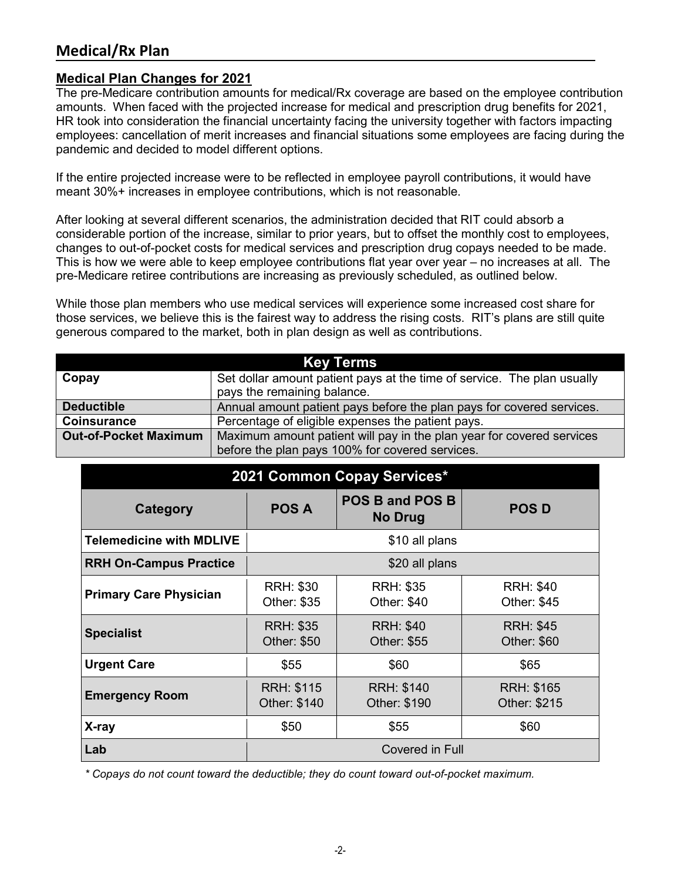## Medical/Rx Plan

### Medical Plan Changes for 2021

The pre-Medicare contribution amounts for medical/Rx coverage are based on the employee contribution amounts. When faced with the projected increase for medical and prescription drug benefits for 2021, HR took into consideration the financial uncertainty facing the university together with factors impacting employees: cancellation of merit increases and financial situations some employees are facing during the pandemic and decided to model different options.

If the entire projected increase were to be reflected in employee payroll contributions, it would have meant 30%+ increases in employee contributions, which is not reasonable.

After looking at several different scenarios, the administration decided that RIT could absorb a considerable portion of the increase, similar to prior years, but to offset the monthly cost to employees, changes to out-of-pocket costs for medical services and prescription drug copays needed to be made. This is how we were able to keep employee contributions flat year over year – no increases at all. The pre-Medicare retiree contributions are increasing as previously scheduled, as outlined below.

While those plan members who use medical services will experience some increased cost share for those services, we believe this is the fairest way to address the rising costs. RIT's plans are still quite generous compared to the market, both in plan design as well as contributions.

| Key Terms | |
|---|---|
| **Copay** | Set dollar amount patient pays at the time of service. The plan usually pays the remaining balance. |
| **Deductible** | Annual amount patient pays before the plan pays for covered services. |
| **Coinsurance** | Percentage of eligible expenses the patient pays. |
| **Out-of-Pocket Maximum** | Maximum amount patient will pay in the plan year for covered services before the plan pays 100% for covered services. |

**2021 Common Copay Services***

| Category | POS A | POS B and POS B No Drug | POS D |
|---|---|---|---|
| **Telemedicine with MDLIVE** | $10 all plans | | |
| **RRH On-Campus Practice** | $20 all plans | | |
| **Primary Care Physician** | RRH: $30<br>Other: $35 | RRH: $35<br>Other: $40 | RRH: $40<br>Other: $45 |
| **Specialist** | RRH: $35<br>Other: $50 | RRH: $40<br>Other: $55 | RRH: $45<br>Other: $60 |
| **Urgent Care** | $55 | $60 | $65 |
| **Emergency Room** | RRH: $115<br>Other: $140 | RRH: $140<br>Other: $190 | RRH: $165<br>Other: $215 |
| **X-ray** | $50 | $55 | $60 |
| **Lab** | Covered in Full | | |

*\* Copays do not count toward the deductible; they do count toward out-of-pocket maximum.*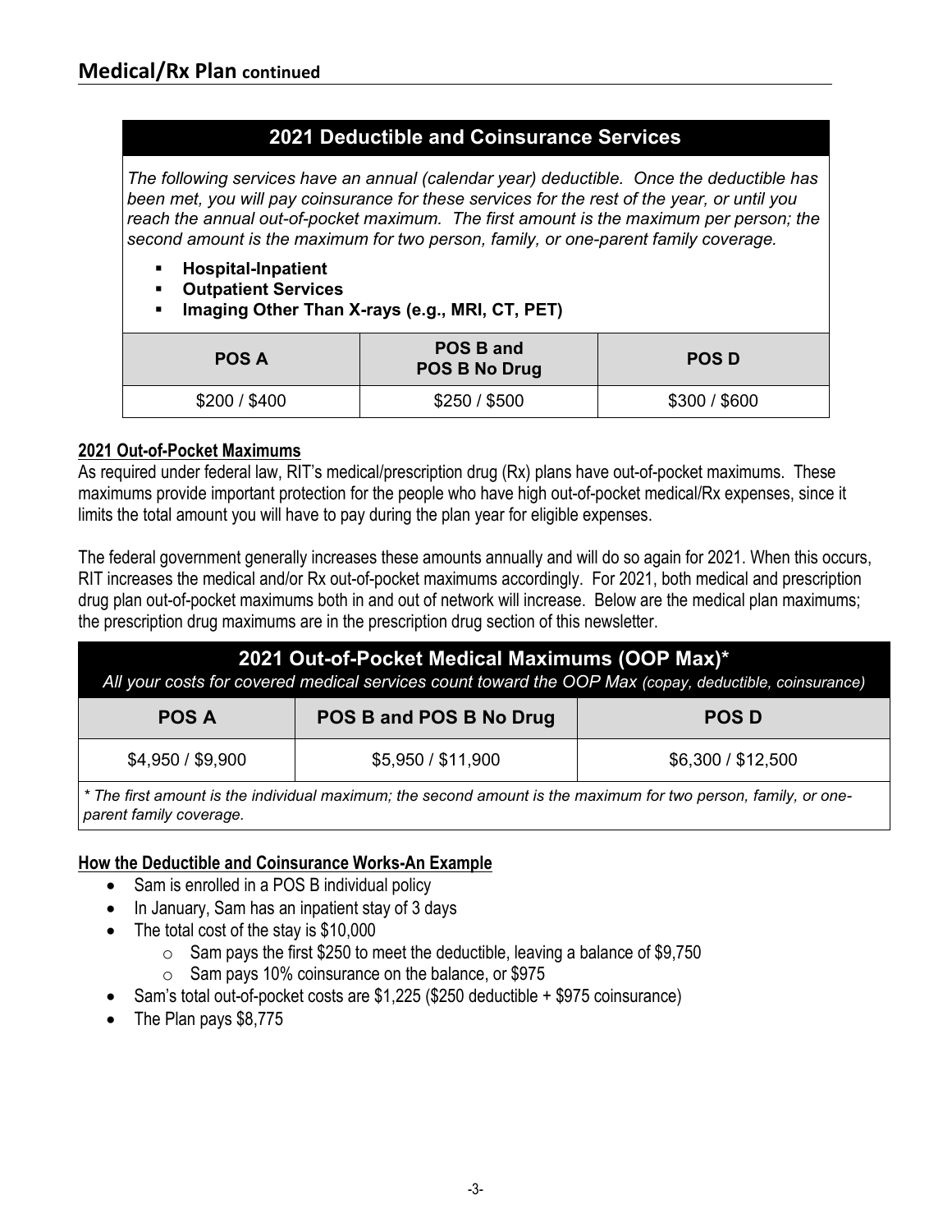## Medical/Rx Plan continued

### 2021 Deductible and Coinsurance Services

*The following services have an annual (calendar year) deductible. Once the deductible has been met, you will pay coinsurance for these services for the rest of the year, or until you reach the annual out-of-pocket maximum. The first amount is the maximum per person; the second amount is the maximum for two person, family, or one-parent family coverage.*

- **Hospital-Inpatient**
- **Outpatient Services**
- **Imaging Other Than X-rays (e.g., MRI, CT, PET)**

| POS A | POS B and POS B No Drug | POS D |
|---|---|---|
| $200 / $400 | $250 / $500 | $300 / $600 |

**2021 Out-of-Pocket Maximums**

As required under federal law, RIT's medical/prescription drug (Rx) plans have out-of-pocket maximums. These maximums provide important protection for the people who have high out-of-pocket medical/Rx expenses, since it limits the total amount you will have to pay during the plan year for eligible expenses.

The federal government generally increases these amounts annually and will do so again for 2021. When this occurs, RIT increases the medical and/or Rx out-of-pocket maximums accordingly. For 2021, both medical and prescription drug plan out-of-pocket maximums both in and out of network will increase. Below are the medical plan maximums; the prescription drug maximums are in the prescription drug section of this newsletter.

### 2021 Out-of-Pocket Medical Maximums (OOP Max)*

*All your costs for covered medical services count toward the OOP Max (copay, deductible, coinsurance)*

| POS A | POS B and POS B No Drug | POS D |
|---|---|---|
| $4,950 / $9,900 | $5,950 / $11,900 | $6,300 / $12,500 |

*\* The first amount is the individual maximum; the second amount is the maximum for two person, family, or one-parent family coverage.*

**How the Deductible and Coinsurance Works-An Example**

- Sam is enrolled in a POS B individual policy
- In January, Sam has an inpatient stay of 3 days
- The total cost of the stay is $10,000
  - Sam pays the first $250 to meet the deductible, leaving a balance of $9,750
  - Sam pays 10% coinsurance on the balance, or $975
- Sam's total out-of-pocket costs are $1,225 ($250 deductible + $975 coinsurance)
- The Plan pays $8,775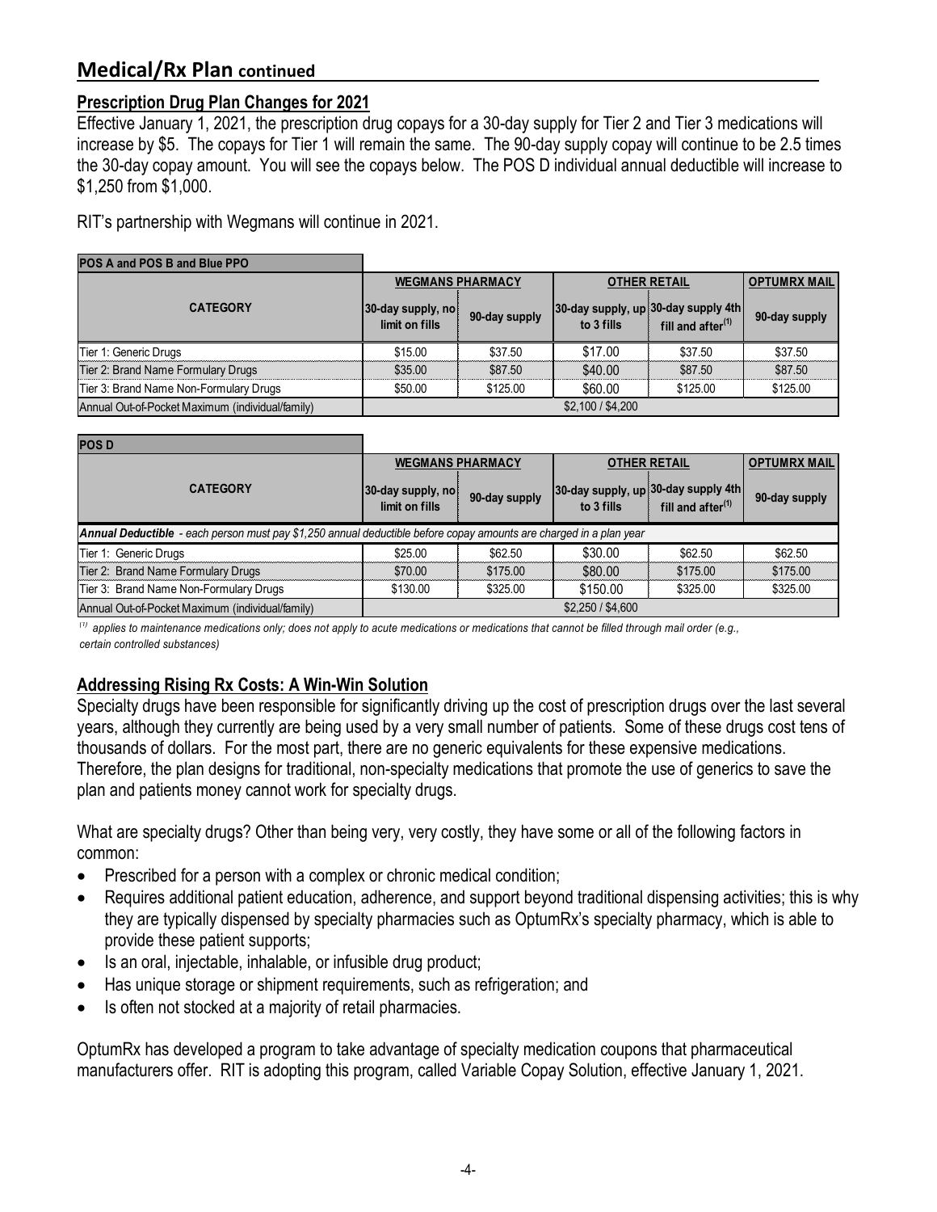## Medical/Rx Plan continued

### Prescription Drug Plan Changes for 2021

Effective January 1, 2021, the prescription drug copays for a 30-day supply for Tier 2 and Tier 3 medications will increase by $5. The copays for Tier 1 will remain the same. The 90-day supply copay will continue to be 2.5 times the 30-day copay amount. You will see the copays below. The POS D individual annual deductible will increase to $1,250 from $1,000.

RIT's partnership with Wegmans will continue in 2021.

| POS A and POS B and Blue PPO | WEGMANS PHARMACY | | OTHER RETAIL | | OPTUMRX MAIL |
|---|---|---|---|---|---|
| CATEGORY | 30-day supply, no limit on fills | 90-day supply | 30-day supply, up to 3 fills | 30-day supply 4th fill and after[1] | 90-day supply |
| Tier 1: Generic Drugs | $15.00 | $37.50 | $17.00 | $37.50 | $37.50 |
| Tier 2: Brand Name Formulary Drugs | $35.00 | $87.50 | $40.00 | $87.50 | $87.50 |
| Tier 3: Brand Name Non-Formulary Drugs | $50.00 | $125.00 | $60.00 | $125.00 | $125.00 |
| Annual Out-of-Pocket Maximum (individual/family) | $2,100 / $4,200 | | | | |

| POS D | WEGMANS PHARMACY | | OTHER RETAIL | | OPTUMRX MAIL |
|---|---|---|---|---|---|
| CATEGORY | 30-day supply, no limit on fills | 90-day supply | 30-day supply, up to 3 fills | 30-day supply 4th fill and after[1] | 90-day supply |
| ***Annual Deductible*** *- each person must pay $1,250 annual deductible before copay amounts are charged in a plan year* | | | | | |
| Tier 1: Generic Drugs | $25.00 | $62.50 | $30.00 | $62.50 | $62.50 |
| Tier 2: Brand Name Formulary Drugs | $70.00 | $175.00 | $80.00 | $175.00 | $175.00 |
| Tier 3: Brand Name Non-Formulary Drugs | $130.00 | $325.00 | $150.00 | $325.00 | $325.00 |
| Annual Out-of-Pocket Maximum (individual/family) | $2,250 / $4,600 | | | | |

*[1] applies to maintenance medications only; does not apply to acute medications or medications that cannot be filled through mail order (e.g., certain controlled substances)*

### Addressing Rising Rx Costs: A Win-Win Solution

Specialty drugs have been responsible for significantly driving up the cost of prescription drugs over the last several years, although they currently are being used by a very small number of patients. Some of these drugs cost tens of thousands of dollars. For the most part, there are no generic equivalents for these expensive medications. Therefore, the plan designs for traditional, non-specialty medications that promote the use of generics to save the plan and patients money cannot work for specialty drugs.

What are specialty drugs? Other than being very, very costly, they have some or all of the following factors in common:

- Prescribed for a person with a complex or chronic medical condition;
- Requires additional patient education, adherence, and support beyond traditional dispensing activities; this is why they are typically dispensed by specialty pharmacies such as OptumRx's specialty pharmacy, which is able to provide these patient supports;
- Is an oral, injectable, inhalable, or infusible drug product;
- Has unique storage or shipment requirements, such as refrigeration; and
- Is often not stocked at a majority of retail pharmacies.

OptumRx has developed a program to take advantage of specialty medication coupons that pharmaceutical manufacturers offer. RIT is adopting this program, called Variable Copay Solution, effective January 1, 2021.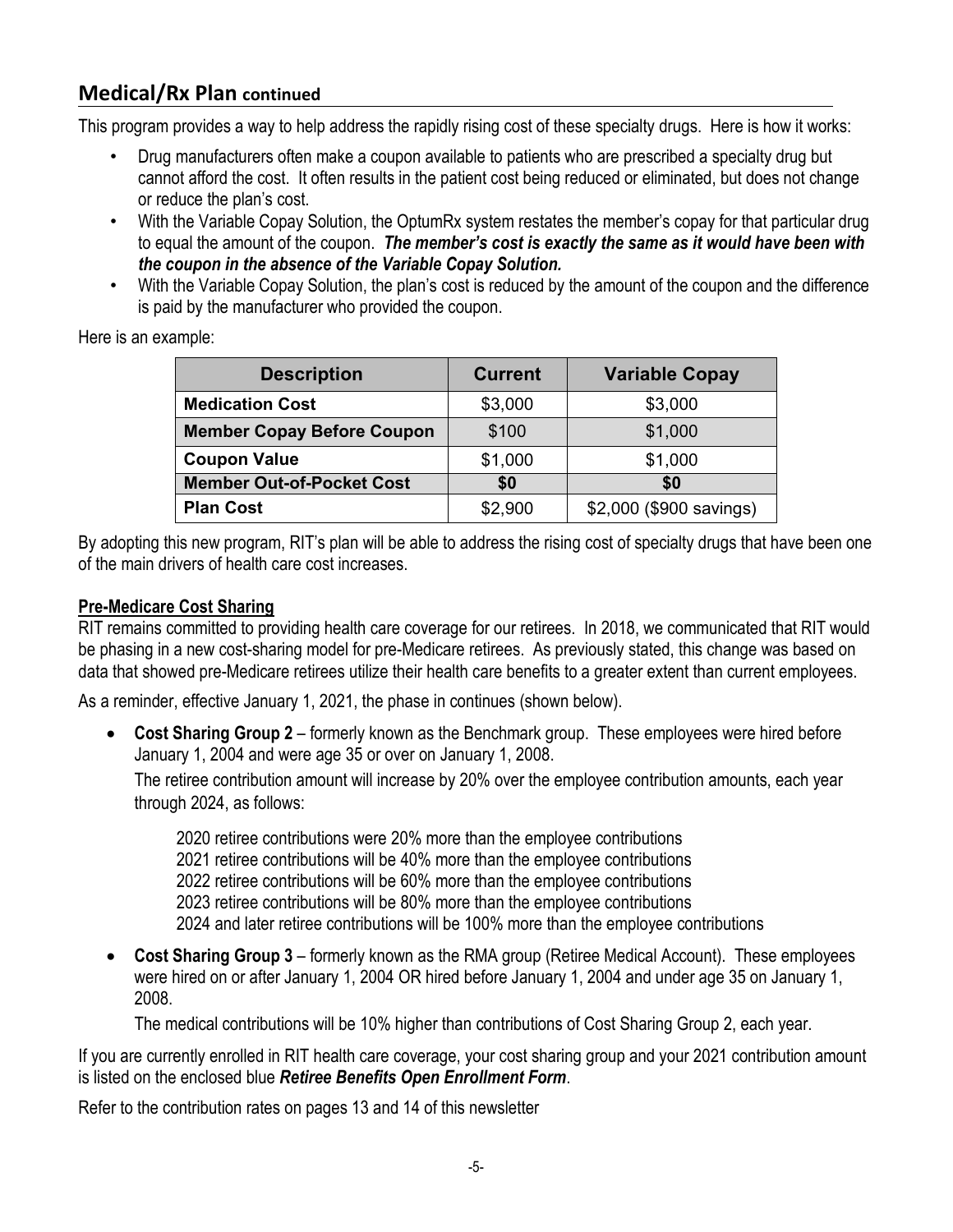## Medical/Rx Plan continued

This program provides a way to help address the rapidly rising cost of these specialty drugs. Here is how it works:

- Drug manufacturers often make a coupon available to patients who are prescribed a specialty drug but cannot afford the cost. It often results in the patient cost being reduced or eliminated, but does not change or reduce the plan's cost.
- With the Variable Copay Solution, the OptumRx system restates the member's copay for that particular drug to equal the amount of the coupon. ***The member's cost is exactly the same as it would have been with the coupon in the absence of the Variable Copay Solution.***
- With the Variable Copay Solution, the plan's cost is reduced by the amount of the coupon and the difference is paid by the manufacturer who provided the coupon.

Here is an example:

| Description | Current | Variable Copay |
|---|---|---|
| **Medication Cost** | $3,000 | $3,000 |
| **Member Copay Before Coupon** | $100 | $1,000 |
| **Coupon Value** | $1,000 | $1,000 |
| **Member Out-of-Pocket Cost** | **$0** | **$0** |
| **Plan Cost** | $2,900 | $2,000 ($900 savings) |

By adopting this new program, RIT's plan will be able to address the rising cost of specialty drugs that have been one of the main drivers of health care cost increases.

**Pre-Medicare Cost Sharing**

RIT remains committed to providing health care coverage for our retirees. In 2018, we communicated that RIT would be phasing in a new cost-sharing model for pre-Medicare retirees. As previously stated, this change was based on data that showed pre-Medicare retirees utilize their health care benefits to a greater extent than current employees.

As a reminder, effective January 1, 2021, the phase in continues (shown below).

- **Cost Sharing Group 2** – formerly known as the Benchmark group. These employees were hired before January 1, 2004 and were age 35 or over on January 1, 2008.

  The retiree contribution amount will increase by 20% over the employee contribution amounts, each year through 2024, as follows:

  2020 retiree contributions were 20% more than the employee contributions
  2021 retiree contributions will be 40% more than the employee contributions
  2022 retiree contributions will be 60% more than the employee contributions
  2023 retiree contributions will be 80% more than the employee contributions
  2024 and later retiree contributions will be 100% more than the employee contributions

- **Cost Sharing Group 3** – formerly known as the RMA group (Retiree Medical Account). These employees were hired on or after January 1, 2004 OR hired before January 1, 2004 and under age 35 on January 1, 2008.

  The medical contributions will be 10% higher than contributions of Cost Sharing Group 2, each year.

If you are currently enrolled in RIT health care coverage, your cost sharing group and your 2021 contribution amount is listed on the enclosed blue ***Retiree Benefits Open Enrollment Form***.

Refer to the contribution rates on pages 13 and 14 of this newsletter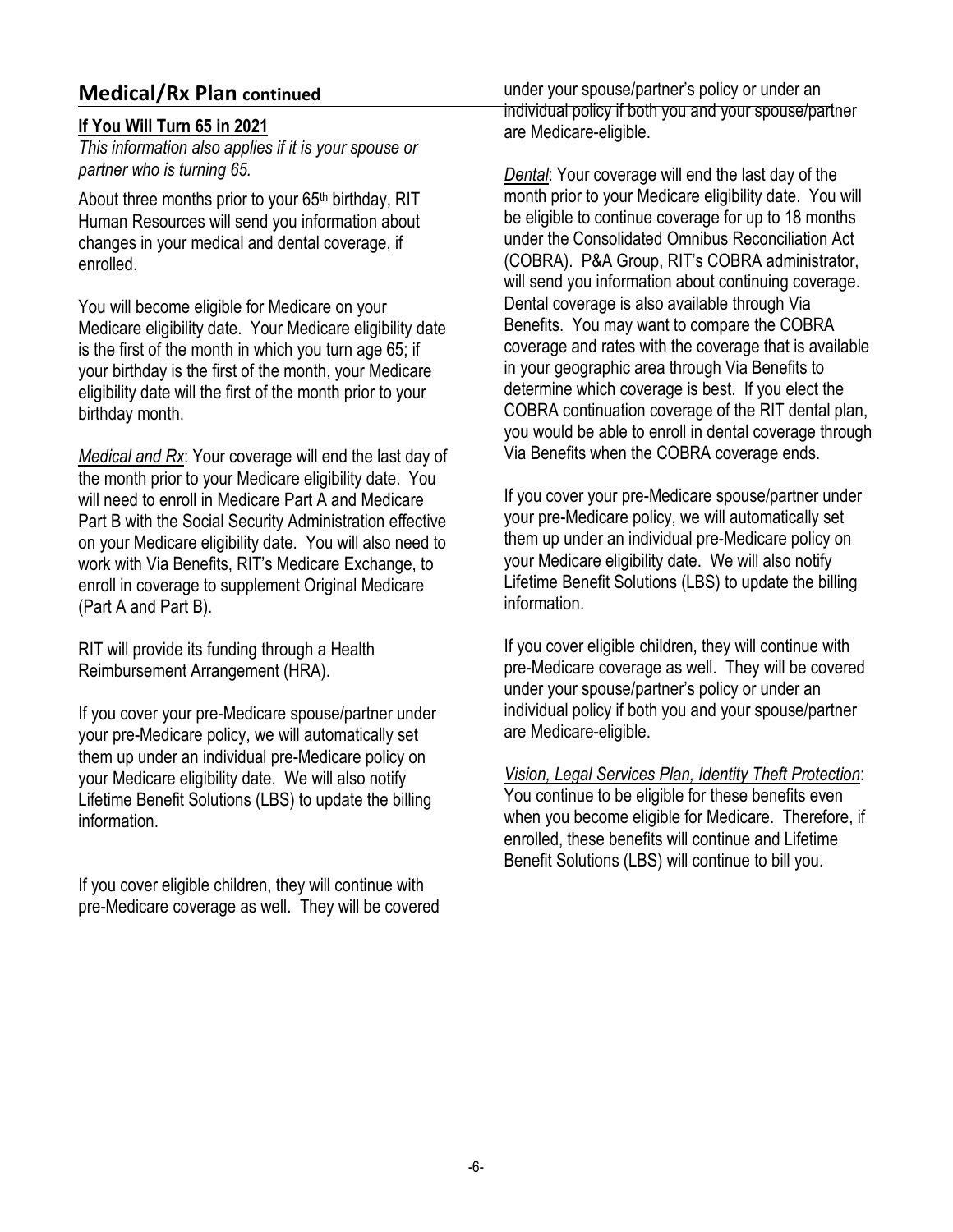## Medical/Rx Plan continued

**If You Will Turn 65 in 2021**

*This information also applies if it is your spouse or partner who is turning 65.*

About three months prior to your 65th birthday, RIT Human Resources will send you information about changes in your medical and dental coverage, if enrolled.

You will become eligible for Medicare on your Medicare eligibility date. Your Medicare eligibility date is the first of the month in which you turn age 65; if your birthday is the first of the month, your Medicare eligibility date will the first of the month prior to your birthday month.

*Medical and Rx*: Your coverage will end the last day of the month prior to your Medicare eligibility date. You will need to enroll in Medicare Part A and Medicare Part B with the Social Security Administration effective on your Medicare eligibility date. You will also need to work with Via Benefits, RIT's Medicare Exchange, to enroll in coverage to supplement Original Medicare (Part A and Part B).

RIT will provide its funding through a Health Reimbursement Arrangement (HRA).

If you cover your pre-Medicare spouse/partner under your pre-Medicare policy, we will automatically set them up under an individual pre-Medicare policy on your Medicare eligibility date. We will also notify Lifetime Benefit Solutions (LBS) to update the billing information.

If you cover eligible children, they will continue with pre-Medicare coverage as well. They will be covered under your spouse/partner's policy or under an individual policy if both you and your spouse/partner are Medicare-eligible.

*Dental*: Your coverage will end the last day of the month prior to your Medicare eligibility date. You will be eligible to continue coverage for up to 18 months under the Consolidated Omnibus Reconciliation Act (COBRA). P&A Group, RIT's COBRA administrator, will send you information about continuing coverage. Dental coverage is also available through Via Benefits. You may want to compare the COBRA coverage and rates with the coverage that is available in your geographic area through Via Benefits to determine which coverage is best. If you elect the COBRA continuation coverage of the RIT dental plan, you would be able to enroll in dental coverage through Via Benefits when the COBRA coverage ends.

If you cover your pre-Medicare spouse/partner under your pre-Medicare policy, we will automatically set them up under an individual pre-Medicare policy on your Medicare eligibility date. We will also notify Lifetime Benefit Solutions (LBS) to update the billing information.

If you cover eligible children, they will continue with pre-Medicare coverage as well. They will be covered under your spouse/partner's policy or under an individual policy if both you and your spouse/partner are Medicare-eligible.

*Vision, Legal Services Plan, Identity Theft Protection*: You continue to be eligible for these benefits even when you become eligible for Medicare. Therefore, if enrolled, these benefits will continue and Lifetime Benefit Solutions (LBS) will continue to bill you.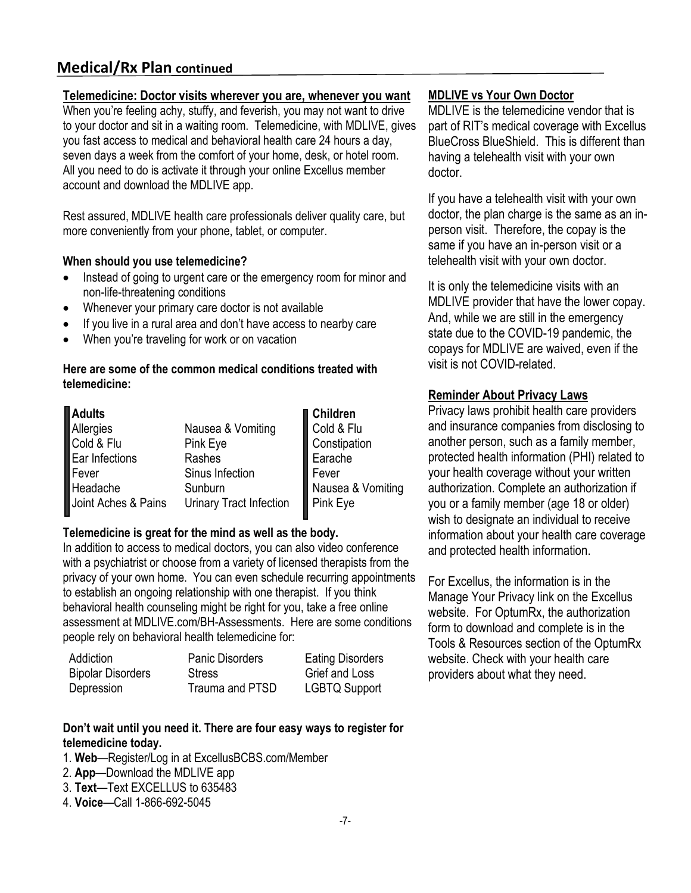## Medical/Rx Plan continued

### Telemedicine: Doctor visits wherever you are, whenever you want

When you're feeling achy, stuffy, and feverish, you may not want to drive to your doctor and sit in a waiting room. Telemedicine, with MDLIVE, gives you fast access to medical and behavioral health care 24 hours a day, seven days a week from the comfort of your home, desk, or hotel room. All you need to do is activate it through your online Excellus member account and download the MDLIVE app.

Rest assured, MDLIVE health care professionals deliver quality care, but more conveniently from your phone, tablet, or computer.

**When should you use telemedicine?**

- Instead of going to urgent care or the emergency room for minor and non-life-threatening conditions
- Whenever your primary care doctor is not available
- If you live in a rural area and don't have access to nearby care
- When you're traveling for work or on vacation

**Here are some of the common medical conditions treated with telemedicine:**

| Adults | | Children |
|---|---|---|
| Allergies | Nausea & Vomiting | Cold & Flu |
| Cold & Flu | Pink Eye | Constipation |
| Ear Infections | Rashes | Earache |
| Fever | Sinus Infection | Fever |
| Headache | Sunburn | Nausea & Vomiting |
| Joint Aches & Pains | Urinary Tract Infection | Pink Eye |

**Telemedicine is great for the mind as well as the body.**

In addition to access to medical doctors, you can also video conference with a psychiatrist or choose from a variety of licensed therapists from the privacy of your own home. You can even schedule recurring appointments to establish an ongoing relationship with one therapist. If you think behavioral health counseling might be right for you, take a free online assessment at MDLIVE.com/BH-Assessments. Here are some conditions people rely on behavioral health telemedicine for:

| | | |
|---|---|---|
| Addiction | Panic Disorders | Eating Disorders |
| Bipolar Disorders | Stress | Grief and Loss |
| Depression | Trauma and PTSD | LGBTQ Support |

**Don't wait until you need it. There are four easy ways to register for telemedicine today.**

1. **Web**—Register/Log in at ExcellusBCBS.com/Member
2. **App**—Download the MDLIVE app
3. **Text**—Text EXCELLUS to 635483
4. **Voice**—Call 1-866-692-5045

### MDLIVE vs Your Own Doctor

MDLIVE is the telemedicine vendor that is part of RIT's medical coverage with Excellus BlueCross BlueShield. This is different than having a telehealth visit with your own doctor.

If you have a telehealth visit with your own doctor, the plan charge is the same as an in-person visit. Therefore, the copay is the same if you have an in-person visit or a telehealth visit with your own doctor.

It is only the telemedicine visits with an MDLIVE provider that have the lower copay. And, while we are still in the emergency state due to the COVID-19 pandemic, the copays for MDLIVE are waived, even if the visit is not COVID-related.

### Reminder About Privacy Laws

Privacy laws prohibit health care providers and insurance companies from disclosing to another person, such as a family member, protected health information (PHI) related to your health coverage without your written authorization. Complete an authorization if you or a family member (age 18 or older) wish to designate an individual to receive information about your health care coverage and protected health information.

For Excellus, the information is in the Manage Your Privacy link on the Excellus website. For OptumRx, the authorization form to download and complete is in the Tools & Resources section of the OptumRx website. Check with your health care providers about what they need.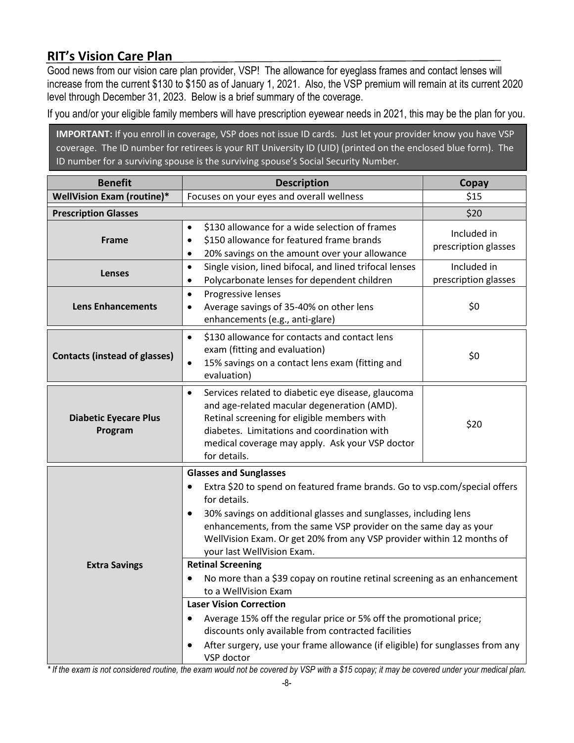## RIT's Vision Care Plan

Good news from our vision care plan provider, VSP! The allowance for eyeglass frames and contact lenses will increase from the current $130 to $150 as of January 1, 2021. Also, the VSP premium will remain at its current 2020 level through December 31, 2023. Below is a brief summary of the coverage.

If you and/or your eligible family members will have prescription eyewear needs in 2021, this may be the plan for you.

**IMPORTANT:** If you enroll in coverage, VSP does not issue ID cards. Just let your provider know you have VSP coverage. The ID number for retirees is your RIT University ID (UID) (printed on the enclosed blue form). The ID number for a surviving spouse is the surviving spouse's Social Security Number.

| Benefit | Description | Copay |
|---|---|---|
| **WellVision Exam (routine)*** | Focuses on your eyes and overall wellness | $15 |
| **Prescription Glasses** | | $20 |
| **Frame** | • $130 allowance for a wide selection of frames<br>• $150 allowance for featured frame brands<br>• 20% savings on the amount over your allowance | Included in prescription glasses |
| **Lenses** | • Single vision, lined bifocal, and lined trifocal lenses<br>• Polycarbonate lenses for dependent children | Included in prescription glasses |
| **Lens Enhancements** | • Progressive lenses<br>• Average savings of 35-40% on other lens enhancements (e.g., anti-glare) | $0 |
| **Contacts (instead of glasses)** | • $130 allowance for contacts and contact lens exam (fitting and evaluation)<br>• 15% savings on a contact lens exam (fitting and evaluation) | $0 |
| **Diabetic Eyecare Plus Program** | • Services related to diabetic eye disease, glaucoma and age-related macular degeneration (AMD). Retinal screening for eligible members with diabetes. Limitations and coordination with medical coverage may apply. Ask your VSP doctor for details. | $20 |
| **Extra Savings** | **Glasses and Sunglasses**<br>• Extra $20 to spend on featured frame brands. Go to vsp.com/special offers for details.<br>• 30% savings on additional glasses and sunglasses, including lens enhancements, from the same VSP provider on the same day as your WellVision Exam. Or get 20% from any VSP provider within 12 months of your last WellVision Exam.<br>**Retinal Screening**<br>• No more than a $39 copay on routine retinal screening as an enhancement to a WellVision Exam<br>**Laser Vision Correction**<br>• Average 15% off the regular price or 5% off the promotional price; discounts only available from contracted facilities<br>• After surgery, use your frame allowance (if eligible) for sunglasses from any VSP doctor | |

*\* If the exam is not considered routine, the exam would not be covered by VSP with a $15 copay; it may be covered under your medical plan.*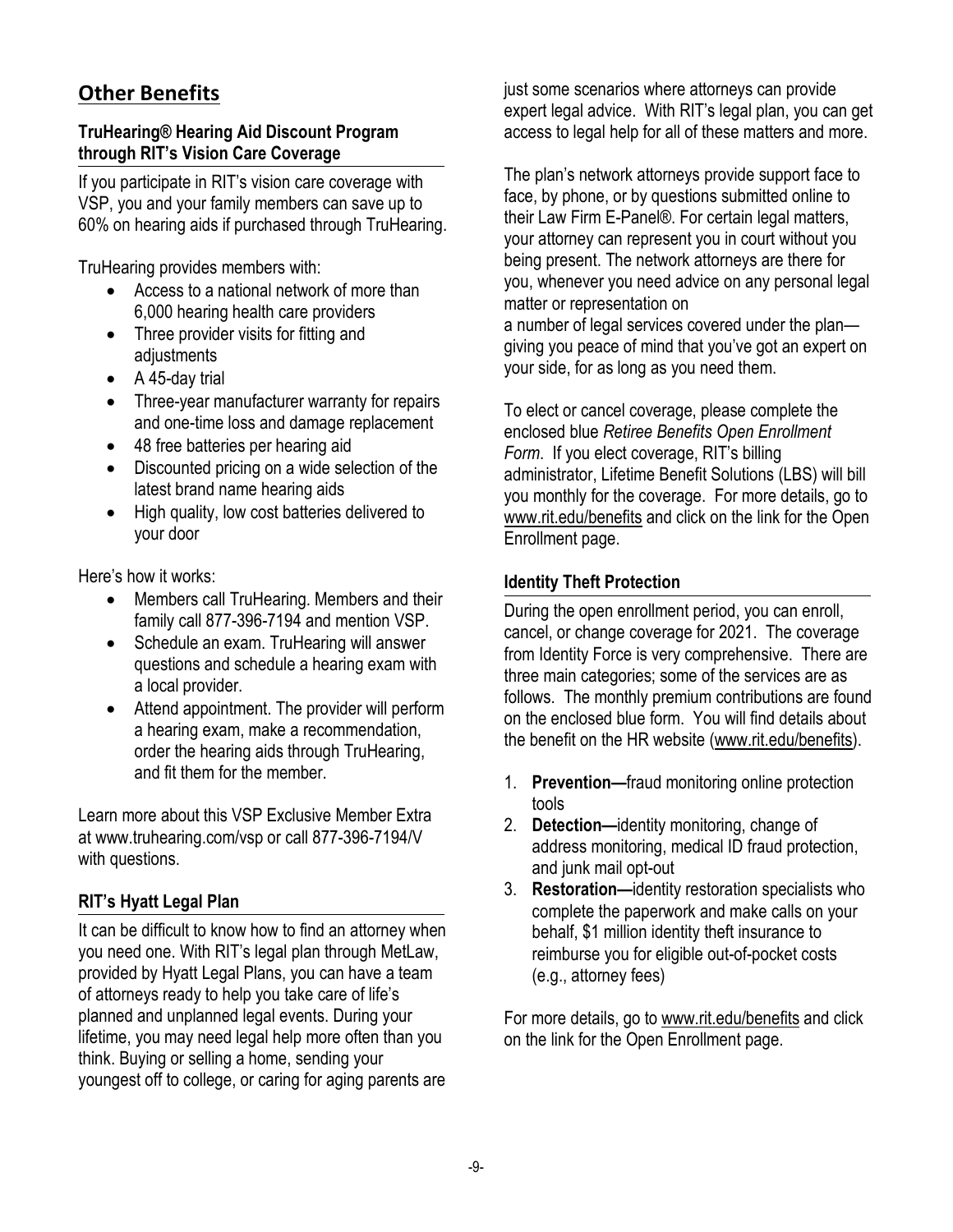## Other Benefits

### TruHearing® Hearing Aid Discount Program through RIT's Vision Care Coverage

If you participate in RIT's vision care coverage with VSP, you and your family members can save up to 60% on hearing aids if purchased through TruHearing.

TruHearing provides members with:

- Access to a national network of more than 6,000 hearing health care providers
- Three provider visits for fitting and adjustments
- A 45-day trial
- Three-year manufacturer warranty for repairs and one-time loss and damage replacement
- 48 free batteries per hearing aid
- Discounted pricing on a wide selection of the latest brand name hearing aids
- High quality, low cost batteries delivered to your door

Here's how it works:

- Members call TruHearing. Members and their family call 877-396-7194 and mention VSP.
- Schedule an exam. TruHearing will answer questions and schedule a hearing exam with a local provider.
- Attend appointment. The provider will perform a hearing exam, make a recommendation, order the hearing aids through TruHearing, and fit them for the member.

Learn more about this VSP Exclusive Member Extra at www.truhearing.com/vsp or call 877-396-7194/V with questions.

### RIT's Hyatt Legal Plan

It can be difficult to know how to find an attorney when you need one. With RIT's legal plan through MetLaw, provided by Hyatt Legal Plans, you can have a team of attorneys ready to help you take care of life's planned and unplanned legal events. During your lifetime, you may need legal help more often than you think. Buying or selling a home, sending your youngest off to college, or caring for aging parents are just some scenarios where attorneys can provide expert legal advice. With RIT's legal plan, you can get access to legal help for all of these matters and more.

The plan's network attorneys provide support face to face, by phone, or by questions submitted online to their Law Firm E-Panel®. For certain legal matters, your attorney can represent you in court without you being present. The network attorneys are there for you, whenever you need advice on any personal legal matter or representation on
a number of legal services covered under the plan—giving you peace of mind that you've got an expert on your side, for as long as you need them.

To elect or cancel coverage, please complete the enclosed blue *Retiree Benefits Open Enrollment Form*. If you elect coverage, RIT's billing administrator, Lifetime Benefit Solutions (LBS) will bill you monthly for the coverage. For more details, go to www.rit.edu/benefits and click on the link for the Open Enrollment page.

### Identity Theft Protection

During the open enrollment period, you can enroll, cancel, or change coverage for 2021. The coverage from Identity Force is very comprehensive. There are three main categories; some of the services are as follows. The monthly premium contributions are found on the enclosed blue form. You will find details about the benefit on the HR website (www.rit.edu/benefits).

1. **Prevention—**fraud monitoring online protection tools
2. **Detection—**identity monitoring, change of address monitoring, medical ID fraud protection, and junk mail opt-out
3. **Restoration—**identity restoration specialists who complete the paperwork and make calls on your behalf, $1 million identity theft insurance to reimburse you for eligible out-of-pocket costs (e.g., attorney fees)

For more details, go to www.rit.edu/benefits and click on the link for the Open Enrollment page.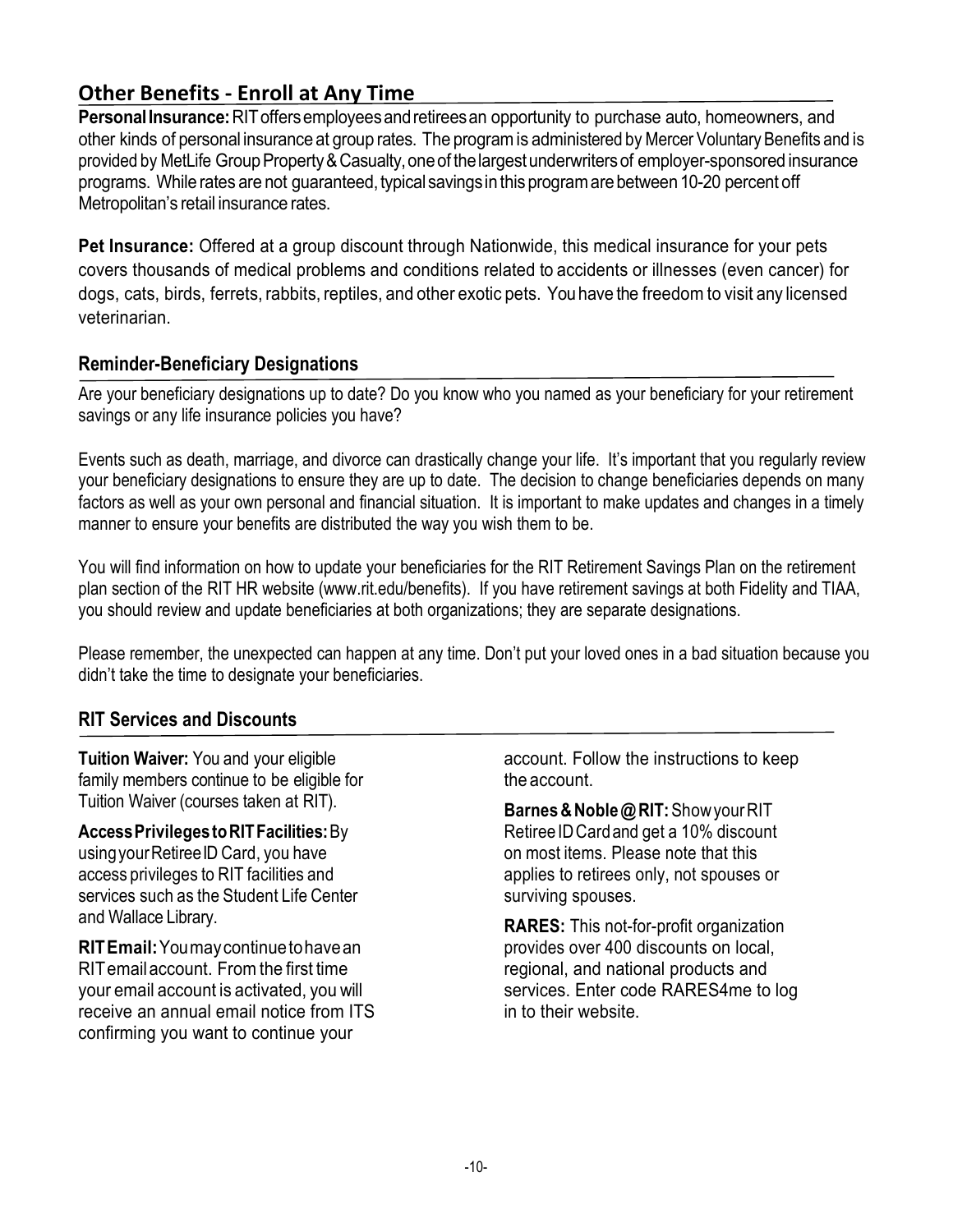## Other Benefits - Enroll at Any Time

**Personal Insurance:** RIT offers employees and retirees an opportunity to purchase auto, homeowners, and other kinds of personal insurance at group rates. The program is administered by Mercer Voluntary Benefits and is provided by MetLife Group Property & Casualty, one of the largest underwriters of employer-sponsored insurance programs. While rates are not guaranteed, typical savings in this program are between 10-20 percent off Metropolitan's retail insurance rates.

**Pet Insurance:** Offered at a group discount through Nationwide, this medical insurance for your pets covers thousands of medical problems and conditions related to accidents or illnesses (even cancer) for dogs, cats, birds, ferrets, rabbits, reptiles, and other exotic pets. You have the freedom to visit any licensed veterinarian.

### Reminder-Beneficiary Designations

Are your beneficiary designations up to date? Do you know who you named as your beneficiary for your retirement savings or any life insurance policies you have?

Events such as death, marriage, and divorce can drastically change your life. It's important that you regularly review your beneficiary designations to ensure they are up to date. The decision to change beneficiaries depends on many factors as well as your own personal and financial situation. It is important to make updates and changes in a timely manner to ensure your benefits are distributed the way you wish them to be.

You will find information on how to update your beneficiaries for the RIT Retirement Savings Plan on the retirement plan section of the RIT HR website (www.rit.edu/benefits). If you have retirement savings at both Fidelity and TIAA, you should review and update beneficiaries at both organizations; they are separate designations.

Please remember, the unexpected can happen at any time. Don't put your loved ones in a bad situation because you didn't take the time to designate your beneficiaries.

### RIT Services and Discounts

**Tuition Waiver:** You and your eligible family members continue to be eligible for Tuition Waiver (courses taken at RIT).

**Access Privileges to RIT Facilities:** By using your Retiree ID Card, you have access privileges to RIT facilities and services such as the Student Life Center and Wallace Library.

**RIT Email:** You may continue to have an RIT email account. From the first time your email account is activated, you will receive an annual email notice from ITS confirming you want to continue your account. Follow the instructions to keep the account.

**Barnes & Noble @ RIT:** Show your RIT Retiree ID Card and get a 10% discount on most items. Please note that this applies to retirees only, not spouses or surviving spouses.

**RARES:** This not-for-profit organization provides over 400 discounts on local, regional, and national products and services. Enter code RARES4me to log in to their website.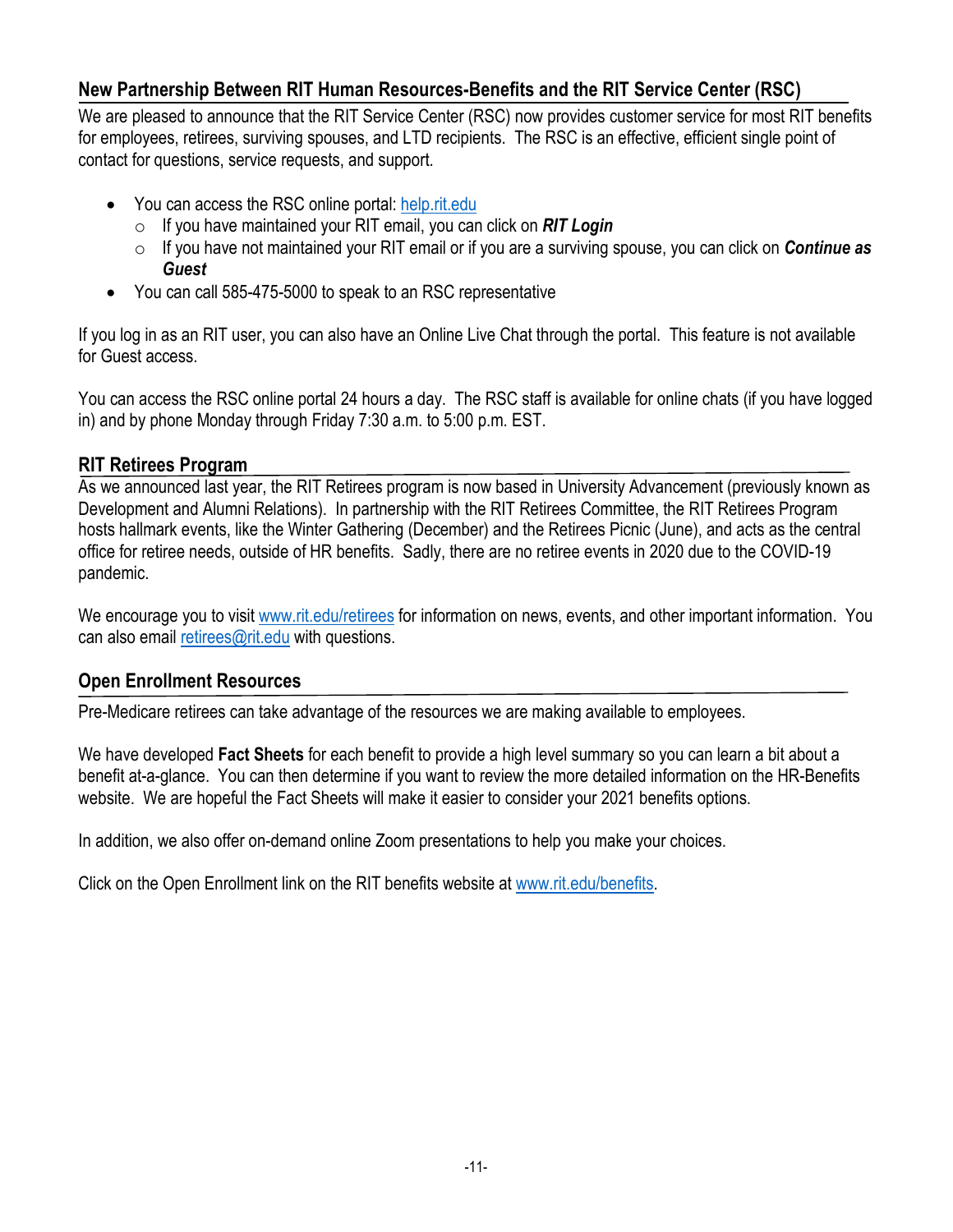## New Partnership Between RIT Human Resources-Benefits and the RIT Service Center (RSC)

We are pleased to announce that the RIT Service Center (RSC) now provides customer service for most RIT benefits for employees, retirees, surviving spouses, and LTD recipients. The RSC is an effective, efficient single point of contact for questions, service requests, and support.

- You can access the RSC online portal: [help.rit.edu](help.rit.edu)
  - If you have maintained your RIT email, you can click on ***RIT Login***
  - If you have not maintained your RIT email or if you are a surviving spouse, you can click on ***Continue as Guest***
- You can call 585-475-5000 to speak to an RSC representative

If you log in as an RIT user, you can also have an Online Live Chat through the portal. This feature is not available for Guest access.

You can access the RSC online portal 24 hours a day. The RSC staff is available for online chats (if you have logged in) and by phone Monday through Friday 7:30 a.m. to 5:00 p.m. EST.

## RIT Retirees Program

As we announced last year, the RIT Retirees program is now based in University Advancement (previously known as Development and Alumni Relations). In partnership with the RIT Retirees Committee, the RIT Retirees Program hosts hallmark events, like the Winter Gathering (December) and the Retirees Picnic (June), and acts as the central office for retiree needs, outside of HR benefits. Sadly, there are no retiree events in 2020 due to the COVID-19 pandemic.

We encourage you to visit [www.rit.edu/retirees](www.rit.edu/retirees) for information on news, events, and other important information. You can also email [retirees@rit.edu](mailto:retirees@rit.edu) with questions.

## Open Enrollment Resources

Pre-Medicare retirees can take advantage of the resources we are making available to employees.

We have developed **Fact Sheets** for each benefit to provide a high level summary so you can learn a bit about a benefit at-a-glance. You can then determine if you want to review the more detailed information on the HR-Benefits website. We are hopeful the Fact Sheets will make it easier to consider your 2021 benefits options.

In addition, we also offer on-demand online Zoom presentations to help you make your choices.

Click on the Open Enrollment link on the RIT benefits website at [www.rit.edu/benefits](www.rit.edu/benefits).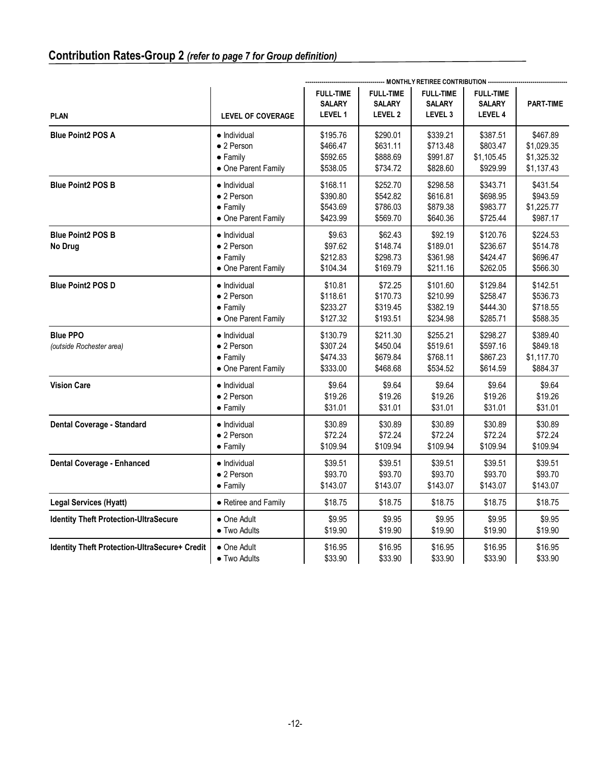## Contribution Rates-Group 2 *(refer to page 7 for Group definition)*

| PLAN | LEVEL OF COVERAGE | MONTHLY RETIREE CONTRIBUTION FULL-TIME SALARY LEVEL 1 | FULL-TIME SALARY LEVEL 2 | FULL-TIME SALARY LEVEL 3 | FULL-TIME SALARY LEVEL 4 | PART-TIME |
|---|---|---|---|---|---|---|
| **Blue Point2 POS A** | • Individual | $195.76 | $290.01 | $339.21 | $387.51 | $467.89 |
| | • 2 Person | $466.47 | $631.11 | $713.48 | $803.47 | $1,029.35 |
| | • Family | $592.65 | $888.69 | $991.87 | $1,105.45 | $1,325.32 |
| | • One Parent Family | $538.05 | $734.72 | $828.60 | $929.99 | $1,137.43 |
| **Blue Point2 POS B** | • Individual | $168.11 | $252.70 | $298.58 | $343.71 | $431.54 |
| | • 2 Person | $390.80 | $542.82 | $616.81 | $698.95 | $943.59 |
| | • Family | $543.69 | $786.03 | $879.38 | $983.77 | $1,225.77 |
| | • One Parent Family | $423.99 | $569.70 | $640.36 | $725.44 | $987.17 |
| **Blue Point2 POS B No Drug** | • Individual | $9.63 | $62.43 | $92.19 | $120.76 | $224.53 |
| | • 2 Person | $97.62 | $148.74 | $189.01 | $236.67 | $514.78 |
| | • Family | $212.83 | $298.73 | $361.98 | $424.47 | $696.47 |
| | • One Parent Family | $104.34 | $169.79 | $211.16 | $262.05 | $566.30 |
| **Blue Point2 POS D** | • Individual | $10.81 | $72.25 | $101.60 | $129.84 | $142.51 |
| | • 2 Person | $118.61 | $170.73 | $210.99 | $258.47 | $536.73 |
| | • Family | $233.27 | $319.45 | $382.19 | $444.30 | $718.55 |
| | • One Parent Family | $127.32 | $193.51 | $234.98 | $285.71 | $588.35 |
| **Blue PPO** *(outside Rochester area)* | • Individual | $130.79 | $211.30 | $255.21 | $298.27 | $389.40 |
| | • 2 Person | $307.24 | $450.04 | $519.61 | $597.16 | $849.18 |
| | • Family | $474.33 | $679.84 | $768.11 | $867.23 | $1,117.70 |
| | • One Parent Family | $333.00 | $468.68 | $534.52 | $614.59 | $884.37 |
| **Vision Care** | • Individual | $9.64 | $9.64 | $9.64 | $9.64 | $9.64 |
| | • 2 Person | $19.26 | $19.26 | $19.26 | $19.26 | $19.26 |
| | • Family | $31.01 | $31.01 | $31.01 | $31.01 | $31.01 |
| **Dental Coverage - Standard** | • Individual | $30.89 | $30.89 | $30.89 | $30.89 | $30.89 |
| | • 2 Person | $72.24 | $72.24 | $72.24 | $72.24 | $72.24 |
| | • Family | $109.94 | $109.94 | $109.94 | $109.94 | $109.94 |
| **Dental Coverage - Enhanced** | • Individual | $39.51 | $39.51 | $39.51 | $39.51 | $39.51 |
| | • 2 Person | $93.70 | $93.70 | $93.70 | $93.70 | $93.70 |
| | • Family | $143.07 | $143.07 | $143.07 | $143.07 | $143.07 |
| **Legal Services (Hyatt)** | • Retiree and Family | $18.75 | $18.75 | $18.75 | $18.75 | $18.75 |
| **Identity Theft Protection-UltraSecure** | • One Adult | $9.95 | $9.95 | $9.95 | $9.95 | $9.95 |
| | • Two Adults | $19.90 | $19.90 | $19.90 | $19.90 | $19.90 |
| **Identity Theft Protection-UltraSecure+ Credit** | • One Adult | $16.95 | $16.95 | $16.95 | $16.95 | $16.95 |
| | • Two Adults | $33.90 | $33.90 | $33.90 | $33.90 | $33.90 |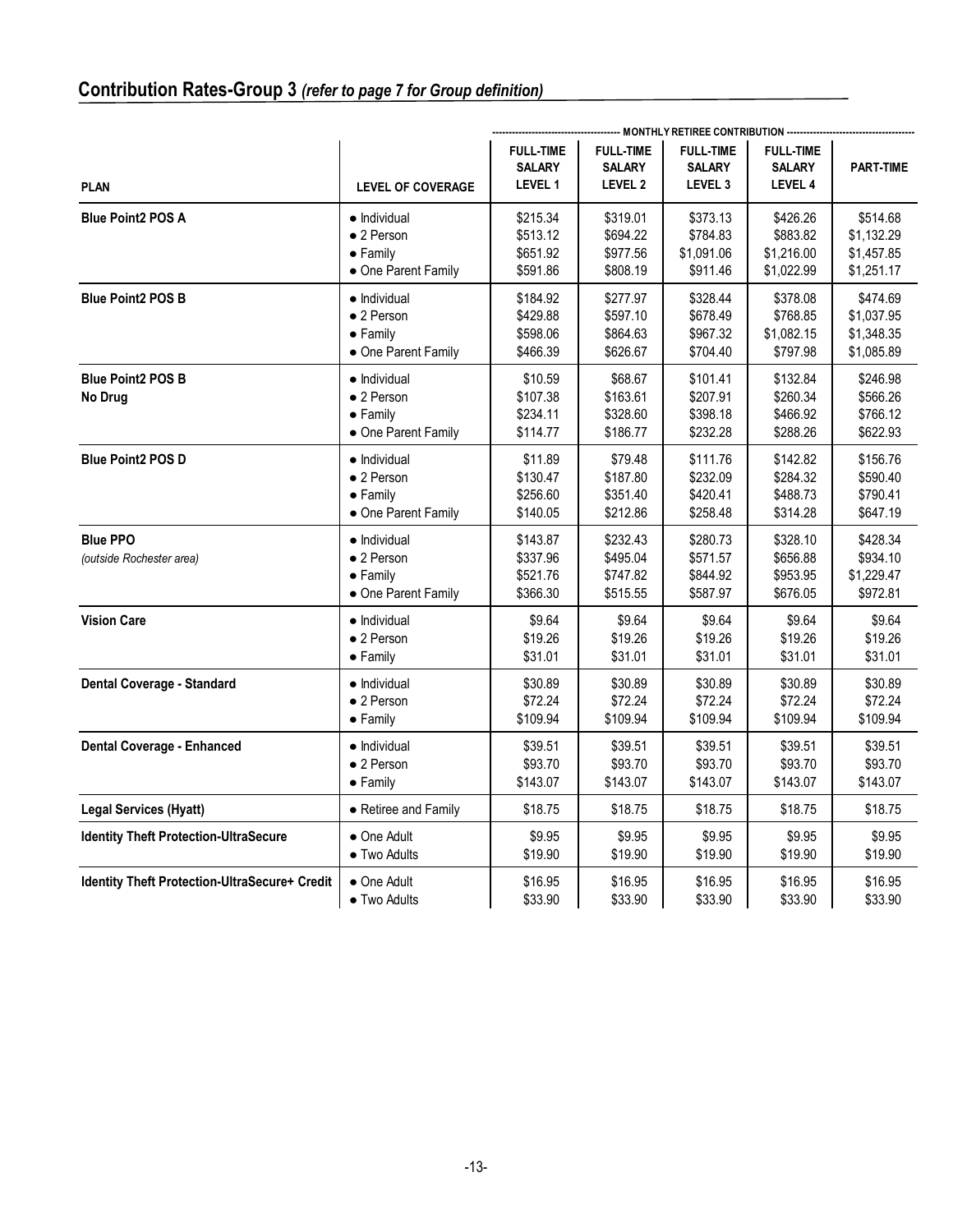## Contribution Rates-Group 3 *(refer to page 7 for Group definition)*

| | | MONTHLY RETIREE CONTRIBUTION | | | | |
|---|---|---|---|---|---|---|
| **PLAN** | **LEVEL OF COVERAGE** | **FULL-TIME SALARY LEVEL 1** | **FULL-TIME SALARY LEVEL 2** | **FULL-TIME SALARY LEVEL 3** | **FULL-TIME SALARY LEVEL 4** | **PART-TIME** |
| **Blue Point2 POS A** | • Individual | $215.34 | $319.01 | $373.13 | $426.26 | $514.68 |
| | • 2 Person | $513.12 | $694.22 | $784.83 | $883.82 | $1,132.29 |
| | • Family | $651.92 | $977.56 | $1,091.06 | $1,216.00 | $1,457.85 |
| | • One Parent Family | $591.86 | $808.19 | $911.46 | $1,022.99 | $1,251.17 |
| **Blue Point2 POS B** | • Individual | $184.92 | $277.97 | $328.44 | $378.08 | $474.69 |
| | • 2 Person | $429.88 | $597.10 | $678.49 | $768.85 | $1,037.95 |
| | • Family | $598.06 | $864.63 | $967.32 | $1,082.15 | $1,348.35 |
| | • One Parent Family | $466.39 | $626.67 | $704.40 | $797.98 | $1,085.89 |
| **Blue Point2 POS B No Drug** | • Individual | $10.59 | $68.67 | $101.41 | $132.84 | $246.98 |
| | • 2 Person | $107.38 | $163.61 | $207.91 | $260.34 | $566.26 |
| | • Family | $234.11 | $328.60 | $398.18 | $466.92 | $766.12 |
| | • One Parent Family | $114.77 | $186.77 | $232.28 | $288.26 | $622.93 |
| **Blue Point2 POS D** | • Individual | $11.89 | $79.48 | $111.76 | $142.82 | $156.76 |
| | • 2 Person | $130.47 | $187.80 | $232.09 | $284.32 | $590.40 |
| | • Family | $256.60 | $351.40 | $420.41 | $488.73 | $790.41 |
| | • One Parent Family | $140.05 | $212.86 | $258.48 | $314.28 | $647.19 |
| **Blue PPO** *(outside Rochester area)* | • Individual | $143.87 | $232.43 | $280.73 | $328.10 | $428.34 |
| | • 2 Person | $337.96 | $495.04 | $571.57 | $656.88 | $934.10 |
| | • Family | $521.76 | $747.82 | $844.92 | $953.95 | $1,229.47 |
| | • One Parent Family | $366.30 | $515.55 | $587.97 | $676.05 | $972.81 |
| **Vision Care** | • Individual | $9.64 | $9.64 | $9.64 | $9.64 | $9.64 |
| | • 2 Person | $19.26 | $19.26 | $19.26 | $19.26 | $19.26 |
| | • Family | $31.01 | $31.01 | $31.01 | $31.01 | $31.01 |
| **Dental Coverage - Standard** | • Individual | $30.89 | $30.89 | $30.89 | $30.89 | $30.89 |
| | • 2 Person | $72.24 | $72.24 | $72.24 | $72.24 | $72.24 |
| | • Family | $109.94 | $109.94 | $109.94 | $109.94 | $109.94 |
| **Dental Coverage - Enhanced** | • Individual | $39.51 | $39.51 | $39.51 | $39.51 | $39.51 |
| | • 2 Person | $93.70 | $93.70 | $93.70 | $93.70 | $93.70 |
| | • Family | $143.07 | $143.07 | $143.07 | $143.07 | $143.07 |
| **Legal Services (Hyatt)** | • Retiree and Family | $18.75 | $18.75 | $18.75 | $18.75 | $18.75 |
| **Identity Theft Protection-UltraSecure** | • One Adult | $9.95 | $9.95 | $9.95 | $9.95 | $9.95 |
| | • Two Adults | $19.90 | $19.90 | $19.90 | $19.90 | $19.90 |
| **Identity Theft Protection-UltraSecure+ Credit** | • One Adult | $16.95 | $16.95 | $16.95 | $16.95 | $16.95 |
| | • Two Adults | $33.90 | $33.90 | $33.90 | $33.90 | $33.90 |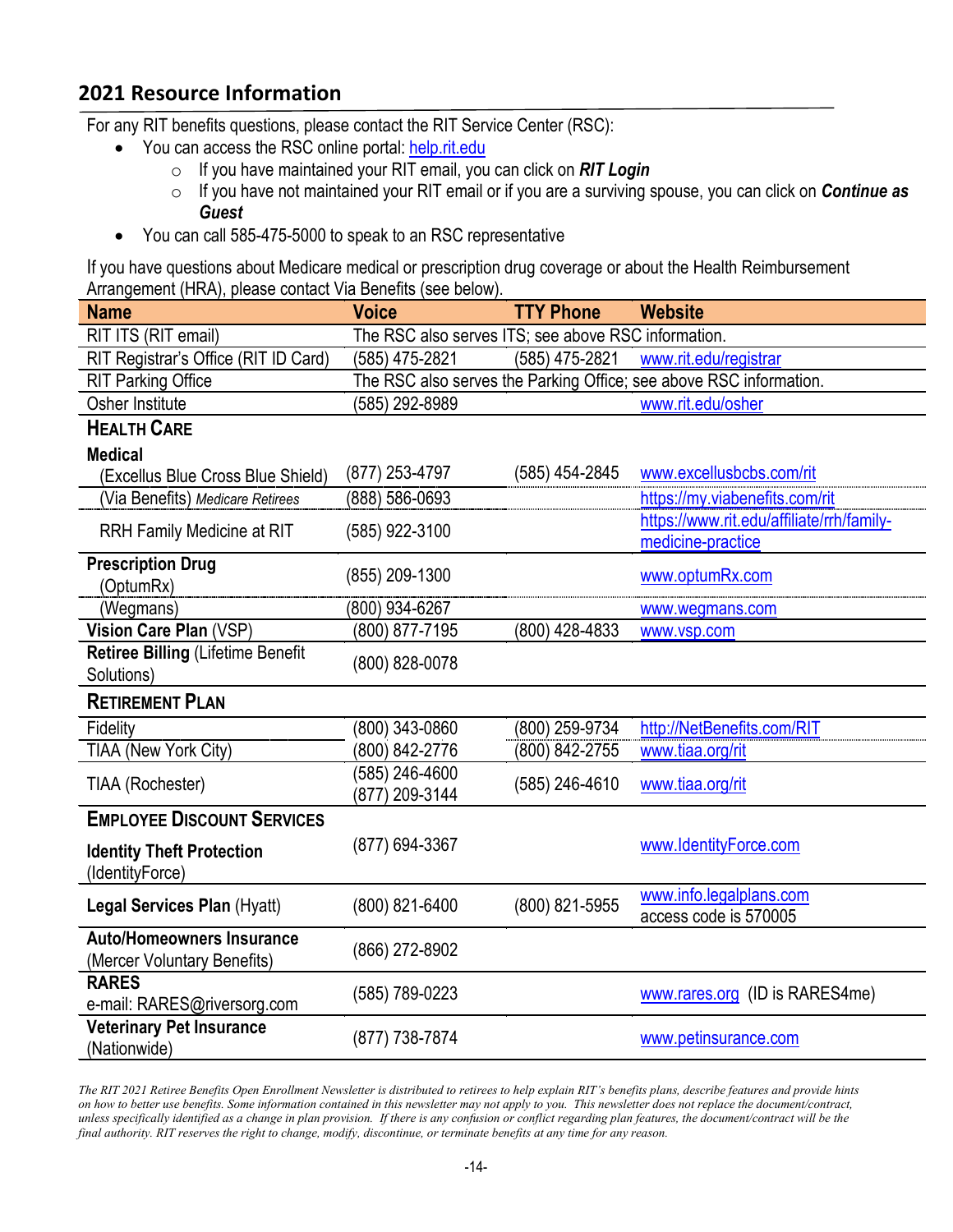## 2021 Resource Information

For any RIT benefits questions, please contact the RIT Service Center (RSC):

- You can access the RSC online portal: help.rit.edu
  - If you have maintained your RIT email, you can click on ***RIT Login***
  - If you have not maintained your RIT email or if you are a surviving spouse, you can click on ***Continue as Guest***
- You can call 585-475-5000 to speak to an RSC representative

If you have questions about Medicare medical or prescription drug coverage or about the Health Reimbursement Arrangement (HRA), please contact Via Benefits (see below).

| Name | Voice | TTY Phone | Website |
|---|---|---|---|
| RIT ITS (RIT email) | The RSC also serves ITS; see above RSC information. | | |
| RIT Registrar's Office (RIT ID Card) | (585) 475-2821 | (585) 475-2821 | www.rit.edu/registrar |
| RIT Parking Office | The RSC also serves the Parking Office; see above RSC information. | | |
| Osher Institute | (585) 292-8989 | | www.rit.edu/osher |
| **HEALTH CARE** | | | |
| **Medical** (Excellus Blue Cross Blue Shield) | (877) 253-4797 | (585) 454-2845 | www.excellusbcbs.com/rit |
| (Via Benefits) *Medicare Retirees* | (888) 586-0693 | | https://my.viabenefits.com/rit |
| RRH Family Medicine at RIT | (585) 922-3100 | | https://www.rit.edu/affiliate/rrh/family-medicine-practice |
| **Prescription Drug** (OptumRx) | (855) 209-1300 | | www.optumRx.com |
| (Wegmans) | (800) 934-6267 | | www.wegmans.com |
| **Vision Care Plan** (VSP) | (800) 877-7195 | (800) 428-4833 | www.vsp.com |
| **Retiree Billing** (Lifetime Benefit Solutions) | (800) 828-0078 | | |
| **RETIREMENT PLAN** | | | |
| Fidelity | (800) 343-0860 | (800) 259-9734 | http://NetBenefits.com/RIT |
| TIAA (New York City) | (800) 842-2776 | (800) 842-2755 | www.tiaa.org/rit |
| TIAA (Rochester) | (585) 246-4600<br>(877) 209-3144 | (585) 246-4610 | www.tiaa.org/rit |
| **EMPLOYEE DISCOUNT SERVICES** | | | |
| **Identity Theft Protection** (IdentityForce) | (877) 694-3367 | | www.IdentityForce.com |
| **Legal Services Plan** (Hyatt) | (800) 821-6400 | (800) 821-5955 | www.info.legalplans.com<br>access code is 570005 |
| **Auto/Homeowners Insurance** (Mercer Voluntary Benefits) | (866) 272-8902 | | |
| **RARES**<br>e-mail: RARES@riversorg.com | (585) 789-0223 | | www.rares.org (ID is RARES4me) |
| **Veterinary Pet Insurance** (Nationwide) | (877) 738-7874 | | www.petinsurance.com |

*The RIT 2021 Retiree Benefits Open Enrollment Newsletter is distributed to retirees to help explain RIT's benefits plans, describe features and provide hints on how to better use benefits. Some information contained in this newsletter may not apply to you. This newsletter does not replace the document/contract, unless specifically identified as a change in plan provision. If there is any confusion or conflict regarding plan features, the document/contract will be the final authority. RIT reserves the right to change, modify, discontinue, or terminate benefits at any time for any reason.*